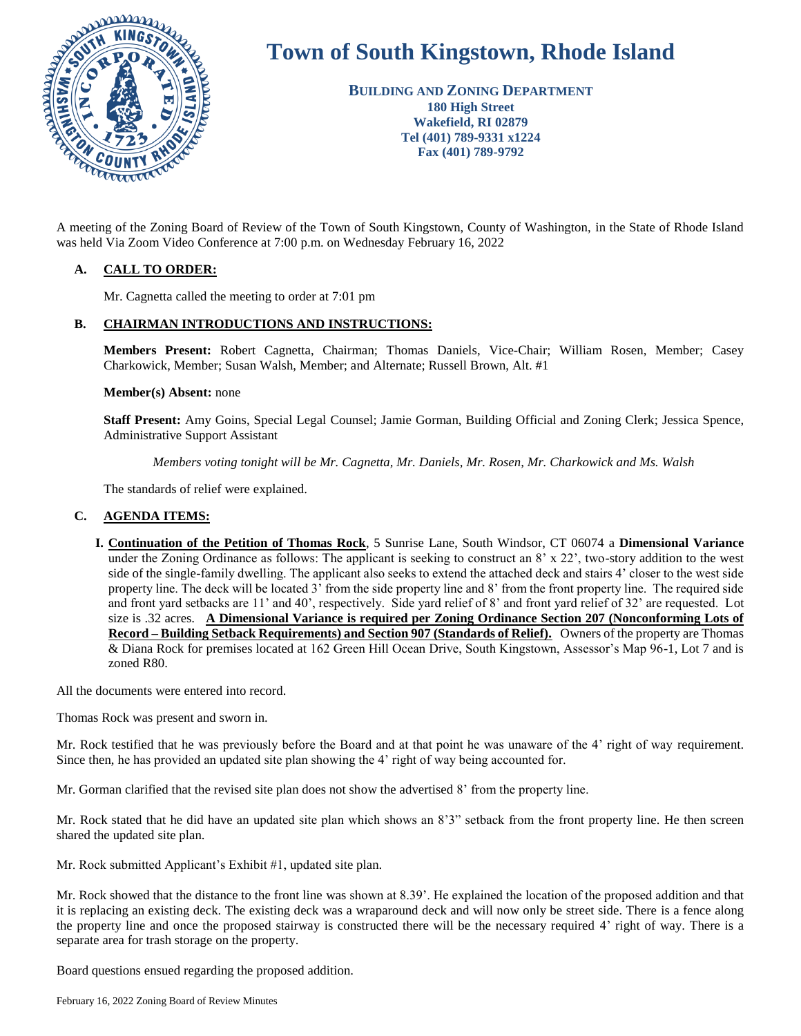# Town of South Kingstown, Rhode Island

**BUILDING AND ZONING DEPARTMENT**
**180 High Street**
**Wakefield, RI 02879**
**Tel (401) 789-9331 x1224**
**Fax (401) 789-9792**

A meeting of the Zoning Board of Review of the Town of South Kingstown, County of Washington, in the State of Rhode Island was held Via Zoom Video Conference at 7:00 p.m. on Wednesday February 16, 2022

## A. CALL TO ORDER:

Mr. Cagnetta called the meeting to order at 7:01 pm

## B. CHAIRMAN INTRODUCTIONS AND INSTRUCTIONS:

**Members Present:** Robert Cagnetta, Chairman; Thomas Daniels, Vice-Chair; William Rosen, Member; Casey Charkowick, Member; Susan Walsh, Member; and Alternate; Russell Brown, Alt. #1

**Member(s) Absent:** none

**Staff Present:** Amy Goins, Special Legal Counsel; Jamie Gorman, Building Official and Zoning Clerk; Jessica Spence, Administrative Support Assistant

*Members voting tonight will be Mr. Cagnetta, Mr. Daniels, Mr. Rosen, Mr. Charkowick and Ms. Walsh*

The standards of relief were explained.

## C. AGENDA ITEMS:

**I. Continuation of the Petition of Thomas Rock**, 5 Sunrise Lane, South Windsor, CT 06074 a **Dimensional Variance** under the Zoning Ordinance as follows: The applicant is seeking to construct an 8' x 22', two-story addition to the west side of the single-family dwelling. The applicant also seeks to extend the attached deck and stairs 4' closer to the west side property line. The deck will be located 3' from the side property line and 8' from the front property line. The required side and front yard setbacks are 11' and 40', respectively. Side yard relief of 8' and front yard relief of 32' are requested. Lot size is .32 acres. **A Dimensional Variance is required per Zoning Ordinance Section 207 (Nonconforming Lots of Record – Building Setback Requirements) and Section 907 (Standards of Relief).** Owners of the property are Thomas & Diana Rock for premises located at 162 Green Hill Ocean Drive, South Kingstown, Assessor's Map 96-1, Lot 7 and is zoned R80.

All the documents were entered into record.

Thomas Rock was present and sworn in.

Mr. Rock testified that he was previously before the Board and at that point he was unaware of the 4' right of way requirement. Since then, he has provided an updated site plan showing the 4' right of way being accounted for.

Mr. Gorman clarified that the revised site plan does not show the advertised 8' from the property line.

Mr. Rock stated that he did have an updated site plan which shows an 8'3" setback from the front property line. He then screen shared the updated site plan.

Mr. Rock submitted Applicant's Exhibit #1, updated site plan.

Mr. Rock showed that the distance to the front line was shown at 8.39'. He explained the location of the proposed addition and that it is replacing an existing deck. The existing deck was a wraparound deck and will now only be street side. There is a fence along the property line and once the proposed stairway is constructed there will be the necessary required 4' right of way. There is a separate area for trash storage on the property.

Board questions ensued regarding the proposed addition.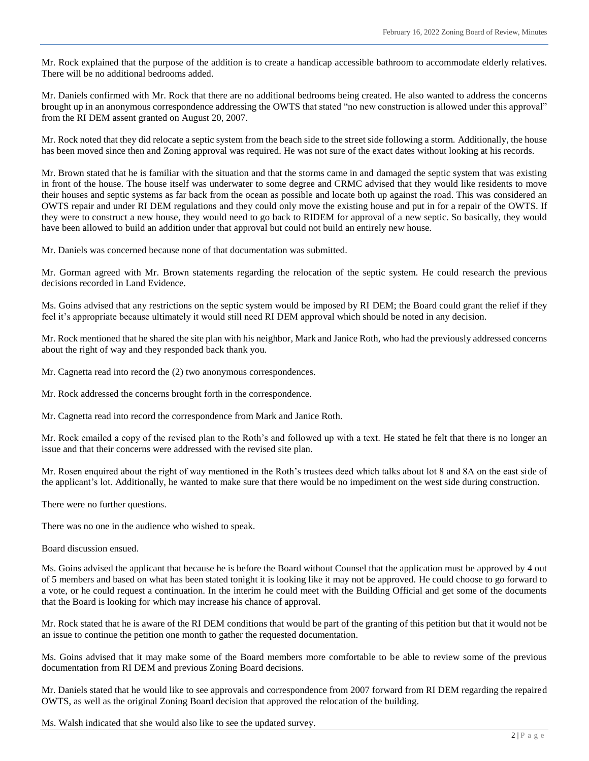Mr. Rock explained that the purpose of the addition is to create a handicap accessible bathroom to accommodate elderly relatives. There will be no additional bedrooms added.

Mr. Daniels confirmed with Mr. Rock that there are no additional bedrooms being created. He also wanted to address the concerns brought up in an anonymous correspondence addressing the OWTS that stated "no new construction is allowed under this approval" from the RI DEM assent granted on August 20, 2007.

Mr. Rock noted that they did relocate a septic system from the beach side to the street side following a storm. Additionally, the house has been moved since then and Zoning approval was required. He was not sure of the exact dates without looking at his records.

Mr. Brown stated that he is familiar with the situation and that the storms came in and damaged the septic system that was existing in front of the house. The house itself was underwater to some degree and CRMC advised that they would like residents to move their houses and septic systems as far back from the ocean as possible and locate both up against the road. This was considered an OWTS repair and under RI DEM regulations and they could only move the existing house and put in for a repair of the OWTS. If they were to construct a new house, they would need to go back to RIDEM for approval of a new septic. So basically, they would have been allowed to build an addition under that approval but could not build an entirely new house.

Mr. Daniels was concerned because none of that documentation was submitted.

Mr. Gorman agreed with Mr. Brown statements regarding the relocation of the septic system. He could research the previous decisions recorded in Land Evidence.

Ms. Goins advised that any restrictions on the septic system would be imposed by RI DEM; the Board could grant the relief if they feel it's appropriate because ultimately it would still need RI DEM approval which should be noted in any decision.

Mr. Rock mentioned that he shared the site plan with his neighbor, Mark and Janice Roth, who had the previously addressed concerns about the right of way and they responded back thank you.

Mr. Cagnetta read into record the (2) two anonymous correspondences.

Mr. Rock addressed the concerns brought forth in the correspondence.

Mr. Cagnetta read into record the correspondence from Mark and Janice Roth.

Mr. Rock emailed a copy of the revised plan to the Roth's and followed up with a text. He stated he felt that there is no longer an issue and that their concerns were addressed with the revised site plan.

Mr. Rosen enquired about the right of way mentioned in the Roth's trustees deed which talks about lot 8 and 8A on the east side of the applicant's lot. Additionally, he wanted to make sure that there would be no impediment on the west side during construction.

There were no further questions.

There was no one in the audience who wished to speak.

Board discussion ensued.

Ms. Goins advised the applicant that because he is before the Board without Counsel that the application must be approved by 4 out of 5 members and based on what has been stated tonight it is looking like it may not be approved. He could choose to go forward to a vote, or he could request a continuation. In the interim he could meet with the Building Official and get some of the documents that the Board is looking for which may increase his chance of approval.

Mr. Rock stated that he is aware of the RI DEM conditions that would be part of the granting of this petition but that it would not be an issue to continue the petition one month to gather the requested documentation.

Ms. Goins advised that it may make some of the Board members more comfortable to be able to review some of the previous documentation from RI DEM and previous Zoning Board decisions.

Mr. Daniels stated that he would like to see approvals and correspondence from 2007 forward from RI DEM regarding the repaired OWTS, as well as the original Zoning Board decision that approved the relocation of the building.

Ms. Walsh indicated that she would also like to see the updated survey.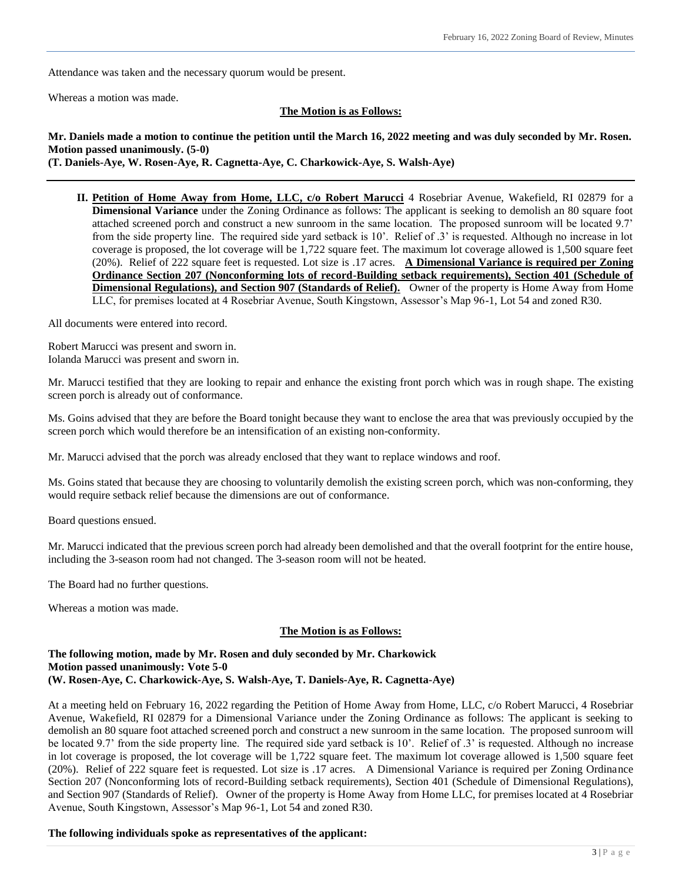Attendance was taken and the necessary quorum would be present.

Whereas a motion was made.

**The Motion is as Follows:**

**Mr. Daniels made a motion to continue the petition until the March 16, 2022 meeting and was duly seconded by Mr. Rosen. Motion passed unanimously. (5-0)**
**(T. Daniels-Aye, W. Rosen-Aye, R. Cagnetta-Aye, C. Charkowick-Aye, S. Walsh-Aye)**

---

**II. Petition of Home Away from Home, LLC, c/o Robert Marucci** 4 Rosebriar Avenue, Wakefield, RI 02879 for a **Dimensional Variance** under the Zoning Ordinance as follows: The applicant is seeking to demolish an 80 square foot attached screened porch and construct a new sunroom in the same location. The proposed sunroom will be located 9.7' from the side property line. The required side yard setback is 10'. Relief of .3' is requested. Although no increase in lot coverage is proposed, the lot coverage will be 1,722 square feet. The maximum lot coverage allowed is 1,500 square feet (20%). Relief of 222 square feet is requested. Lot size is .17 acres. **A Dimensional Variance is required per Zoning Ordinance Section 207 (Nonconforming lots of record-Building setback requirements), Section 401 (Schedule of Dimensional Regulations), and Section 907 (Standards of Relief).** Owner of the property is Home Away from Home LLC, for premises located at 4 Rosebriar Avenue, South Kingstown, Assessor's Map 96-1, Lot 54 and zoned R30.

All documents were entered into record.

Robert Marucci was present and sworn in.
Iolanda Marucci was present and sworn in.

Mr. Marucci testified that they are looking to repair and enhance the existing front porch which was in rough shape. The existing screen porch is already out of conformance.

Ms. Goins advised that they are before the Board tonight because they want to enclose the area that was previously occupied by the screen porch which would therefore be an intensification of an existing non-conformity.

Mr. Marucci advised that the porch was already enclosed that they want to replace windows and roof.

Ms. Goins stated that because they are choosing to voluntarily demolish the existing screen porch, which was non-conforming, they would require setback relief because the dimensions are out of conformance.

Board questions ensued.

Mr. Marucci indicated that the previous screen porch had already been demolished and that the overall footprint for the entire house, including the 3-season room had not changed. The 3-season room will not be heated.

The Board had no further questions.

Whereas a motion was made.

**The Motion is as Follows:**

**The following motion, made by Mr. Rosen and duly seconded by Mr. Charkowick**
**Motion passed unanimously: Vote 5-0**
**(W. Rosen-Aye, C. Charkowick-Aye, S. Walsh-Aye, T. Daniels-Aye, R. Cagnetta-Aye)**

At a meeting held on February 16, 2022 regarding the Petition of Home Away from Home, LLC, c/o Robert Marucci, 4 Rosebriar Avenue, Wakefield, RI 02879 for a Dimensional Variance under the Zoning Ordinance as follows: The applicant is seeking to demolish an 80 square foot attached screened porch and construct a new sunroom in the same location. The proposed sunroom will be located 9.7' from the side property line. The required side yard setback is 10'. Relief of .3' is requested. Although no increase in lot coverage is proposed, the lot coverage will be 1,722 square feet. The maximum lot coverage allowed is 1,500 square feet (20%). Relief of 222 square feet is requested. Lot size is .17 acres. A Dimensional Variance is required per Zoning Ordinance Section 207 (Nonconforming lots of record-Building setback requirements), Section 401 (Schedule of Dimensional Regulations), and Section 907 (Standards of Relief). Owner of the property is Home Away from Home LLC, for premises located at 4 Rosebriar Avenue, South Kingstown, Assessor's Map 96-1, Lot 54 and zoned R30.

**The following individuals spoke as representatives of the applicant:**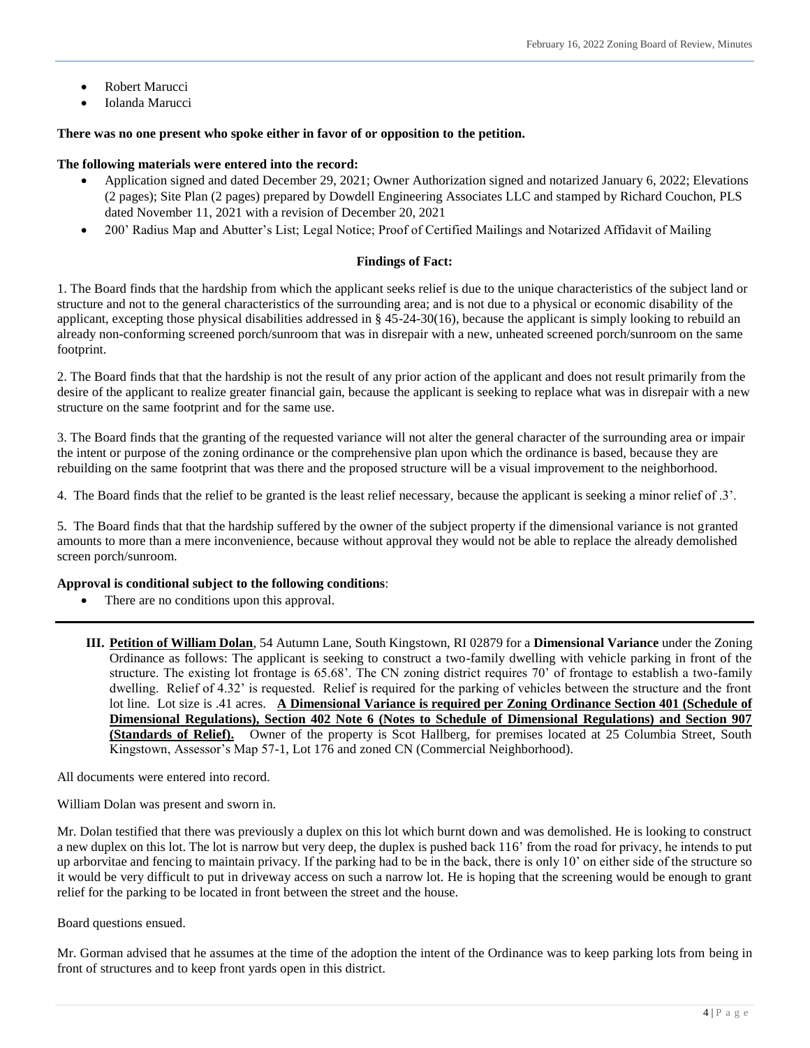- Robert Marucci
- Iolanda Marucci

**There was no one present who spoke either in favor of or opposition to the petition.**

**The following materials were entered into the record:**

- Application signed and dated December 29, 2021; Owner Authorization signed and notarized January 6, 2022; Elevations (2 pages); Site Plan (2 pages) prepared by Dowdell Engineering Associates LLC and stamped by Richard Couchon, PLS dated November 11, 2021 with a revision of December 20, 2021
- 200' Radius Map and Abutter's List; Legal Notice; Proof of Certified Mailings and Notarized Affidavit of Mailing

**Findings of Fact:**

1. The Board finds that the hardship from which the applicant seeks relief is due to the unique characteristics of the subject land or structure and not to the general characteristics of the surrounding area; and is not due to a physical or economic disability of the applicant, excepting those physical disabilities addressed in § 45-24-30(16), because the applicant is simply looking to rebuild an already non-conforming screened porch/sunroom that was in disrepair with a new, unheated screened porch/sunroom on the same footprint.

2. The Board finds that that the hardship is not the result of any prior action of the applicant and does not result primarily from the desire of the applicant to realize greater financial gain, because the applicant is seeking to replace what was in disrepair with a new structure on the same footprint and for the same use.

3. The Board finds that the granting of the requested variance will not alter the general character of the surrounding area or impair the intent or purpose of the zoning ordinance or the comprehensive plan upon which the ordinance is based, because they are rebuilding on the same footprint that was there and the proposed structure will be a visual improvement to the neighborhood.

4. The Board finds that the relief to be granted is the least relief necessary, because the applicant is seeking a minor relief of .3'.

5. The Board finds that that the hardship suffered by the owner of the subject property if the dimensional variance is not granted amounts to more than a mere inconvenience, because without approval they would not be able to replace the already demolished screen porch/sunroom.

**Approval is conditional subject to the following conditions**:

- There are no conditions upon this approval.

---

**III. Petition of William Dolan**, 54 Autumn Lane, South Kingstown, RI 02879 for a **Dimensional Variance** under the Zoning Ordinance as follows: The applicant is seeking to construct a two-family dwelling with vehicle parking in front of the structure. The existing lot frontage is 65.68'. The CN zoning district requires 70' of frontage to establish a two-family dwelling. Relief of 4.32' is requested. Relief is required for the parking of vehicles between the structure and the front lot line. Lot size is .41 acres. **A Dimensional Variance is required per Zoning Ordinance Section 401 (Schedule of Dimensional Regulations), Section 402 Note 6 (Notes to Schedule of Dimensional Regulations) and Section 907 (Standards of Relief).** Owner of the property is Scot Hallberg, for premises located at 25 Columbia Street, South Kingstown, Assessor's Map 57-1, Lot 176 and zoned CN (Commercial Neighborhood).

All documents were entered into record.

William Dolan was present and sworn in.

Mr. Dolan testified that there was previously a duplex on this lot which burnt down and was demolished. He is looking to construct a new duplex on this lot. The lot is narrow but very deep, the duplex is pushed back 116' from the road for privacy, he intends to put up arborvitae and fencing to maintain privacy. If the parking had to be in the back, there is only 10' on either side of the structure so it would be very difficult to put in driveway access on such a narrow lot. He is hoping that the screening would be enough to grant relief for the parking to be located in front between the street and the house.

Board questions ensued.

Mr. Gorman advised that he assumes at the time of the adoption the intent of the Ordinance was to keep parking lots from being in front of structures and to keep front yards open in this district.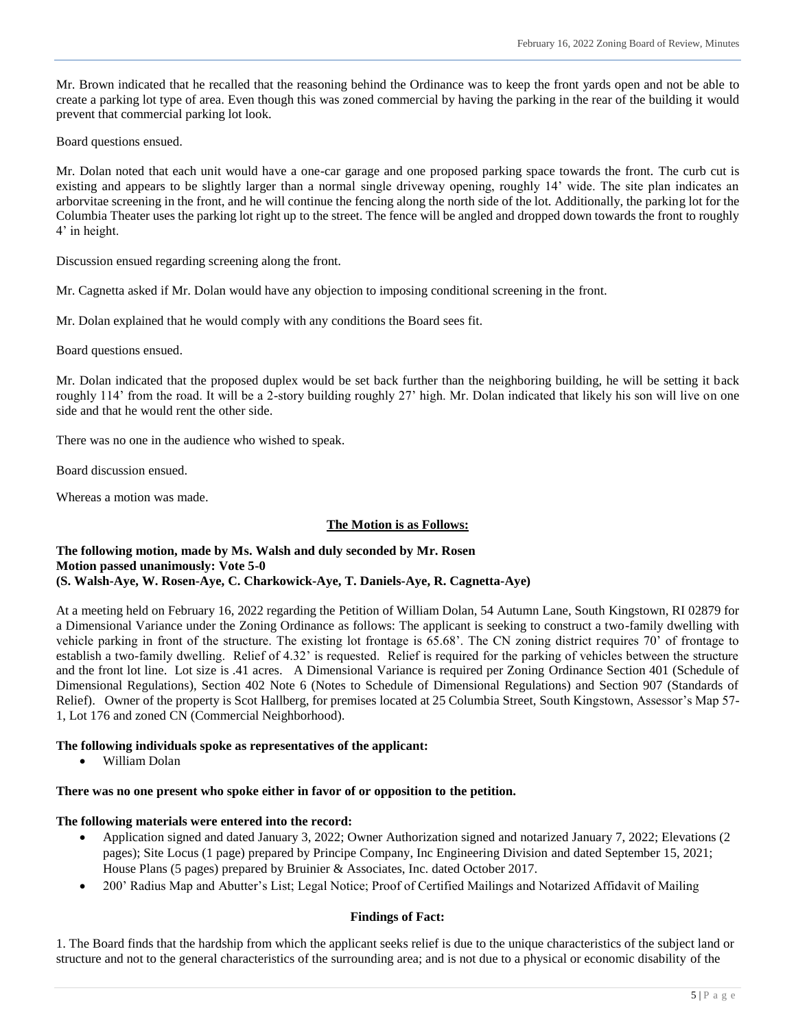Mr. Brown indicated that he recalled that the reasoning behind the Ordinance was to keep the front yards open and not be able to create a parking lot type of area. Even though this was zoned commercial by having the parking in the rear of the building it would prevent that commercial parking lot look.

Board questions ensued.

Mr. Dolan noted that each unit would have a one-car garage and one proposed parking space towards the front. The curb cut is existing and appears to be slightly larger than a normal single driveway opening, roughly 14' wide. The site plan indicates an arborvitae screening in the front, and he will continue the fencing along the north side of the lot. Additionally, the parking lot for the Columbia Theater uses the parking lot right up to the street. The fence will be angled and dropped down towards the front to roughly 4' in height.

Discussion ensued regarding screening along the front.

Mr. Cagnetta asked if Mr. Dolan would have any objection to imposing conditional screening in the front.

Mr. Dolan explained that he would comply with any conditions the Board sees fit.

Board questions ensued.

Mr. Dolan indicated that the proposed duplex would be set back further than the neighboring building, he will be setting it back roughly 114' from the road. It will be a 2-story building roughly 27' high. Mr. Dolan indicated that likely his son will live on one side and that he would rent the other side.

There was no one in the audience who wished to speak.

Board discussion ensued.

Whereas a motion was made.

**The Motion is as Follows:**

**The following motion, made by Ms. Walsh and duly seconded by Mr. Rosen**
**Motion passed unanimously: Vote 5-0**
**(S. Walsh-Aye, W. Rosen-Aye, C. Charkowick-Aye, T. Daniels-Aye, R. Cagnetta-Aye)**

At a meeting held on February 16, 2022 regarding the Petition of William Dolan, 54 Autumn Lane, South Kingstown, RI 02879 for a Dimensional Variance under the Zoning Ordinance as follows: The applicant is seeking to construct a two-family dwelling with vehicle parking in front of the structure. The existing lot frontage is 65.68'. The CN zoning district requires 70' of frontage to establish a two-family dwelling. Relief of 4.32' is requested. Relief is required for the parking of vehicles between the structure and the front lot line. Lot size is .41 acres. A Dimensional Variance is required per Zoning Ordinance Section 401 (Schedule of Dimensional Regulations), Section 402 Note 6 (Notes to Schedule of Dimensional Regulations) and Section 907 (Standards of Relief). Owner of the property is Scot Hallberg, for premises located at 25 Columbia Street, South Kingstown, Assessor's Map 57-1, Lot 176 and zoned CN (Commercial Neighborhood).

**The following individuals spoke as representatives of the applicant:**

- William Dolan

**There was no one present who spoke either in favor of or opposition to the petition.**

**The following materials were entered into the record:**

- Application signed and dated January 3, 2022; Owner Authorization signed and notarized January 7, 2022; Elevations (2 pages); Site Locus (1 page) prepared by Principe Company, Inc Engineering Division and dated September 15, 2021; House Plans (5 pages) prepared by Bruinier & Associates, Inc. dated October 2017.
- 200' Radius Map and Abutter's List; Legal Notice; Proof of Certified Mailings and Notarized Affidavit of Mailing

**Findings of Fact:**

1. The Board finds that the hardship from which the applicant seeks relief is due to the unique characteristics of the subject land or structure and not to the general characteristics of the surrounding area; and is not due to a physical or economic disability of the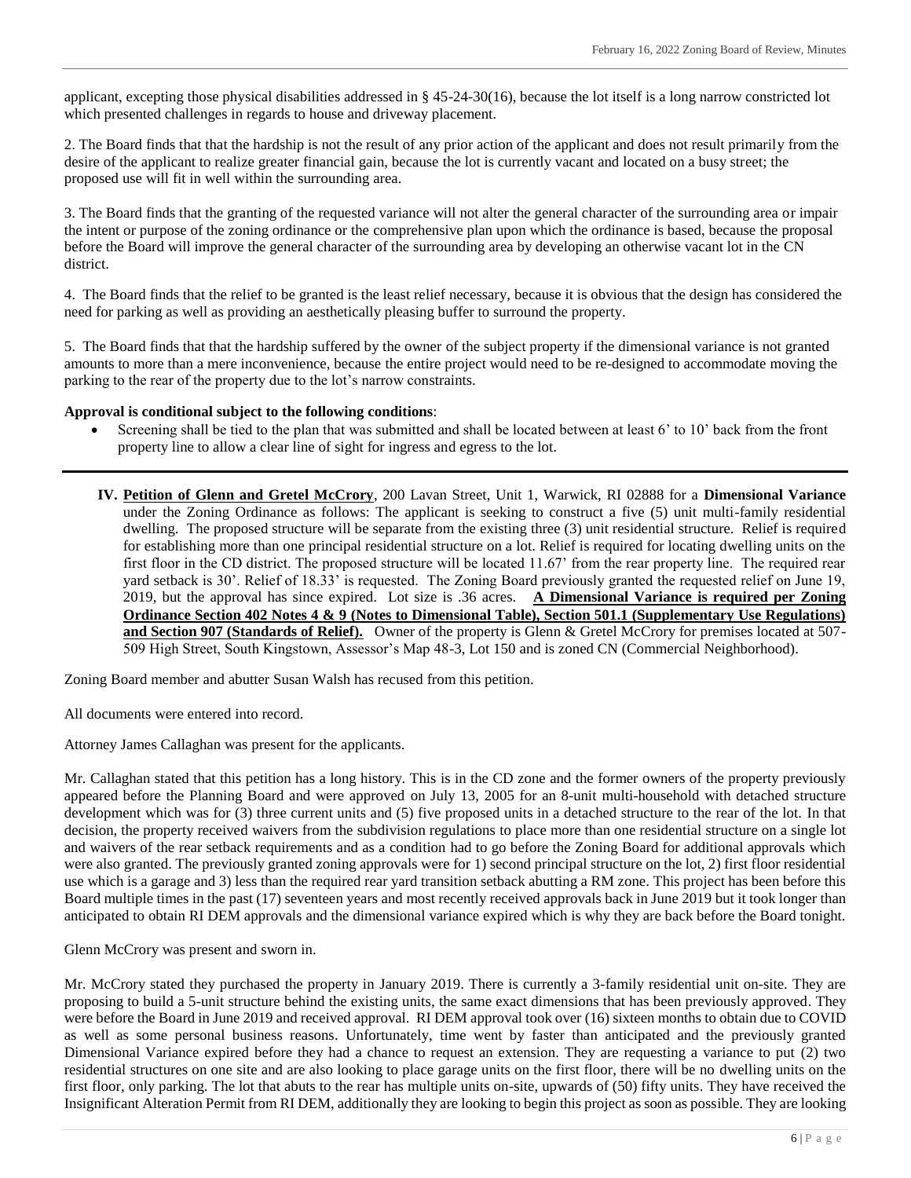applicant, excepting those physical disabilities addressed in § 45-24-30(16), because the lot itself is a long narrow constricted lot which presented challenges in regards to house and driveway placement.

2. The Board finds that that the hardship is not the result of any prior action of the applicant and does not result primarily from the desire of the applicant to realize greater financial gain, because the lot is currently vacant and located on a busy street; the proposed use will fit in well within the surrounding area.

3. The Board finds that the granting of the requested variance will not alter the general character of the surrounding area or impair the intent or purpose of the zoning ordinance or the comprehensive plan upon which the ordinance is based, because the proposal before the Board will improve the general character of the surrounding area by developing an otherwise vacant lot in the CN district.

4. The Board finds that the relief to be granted is the least relief necessary, because it is obvious that the design has considered the need for parking as well as providing an aesthetically pleasing buffer to surround the property.

5. The Board finds that that the hardship suffered by the owner of the subject property if the dimensional variance is not granted amounts to more than a mere inconvenience, because the entire project would need to be re-designed to accommodate moving the parking to the rear of the property due to the lot's narrow constraints.

**Approval is conditional subject to the following conditions**:

- Screening shall be tied to the plan that was submitted and shall be located between at least 6' to 10' back from the front property line to allow a clear line of sight for ingress and egress to the lot.

---

**IV. Petition of Glenn and Gretel McCrory**, 200 Lavan Street, Unit 1, Warwick, RI 02888 for a **Dimensional Variance** under the Zoning Ordinance as follows: The applicant is seeking to construct a five (5) unit multi-family residential dwelling. The proposed structure will be separate from the existing three (3) unit residential structure. Relief is required for establishing more than one principal residential structure on a lot. Relief is required for locating dwelling units on the first floor in the CD district. The proposed structure will be located 11.67' from the rear property line. The required rear yard setback is 30'. Relief of 18.33' is requested. The Zoning Board previously granted the requested relief on June 19, 2019, but the approval has since expired. Lot size is .36 acres. **A Dimensional Variance is required per Zoning Ordinance Section 402 Notes 4 & 9 (Notes to Dimensional Table), Section 501.1 (Supplementary Use Regulations) and Section 907 (Standards of Relief).** Owner of the property is Glenn & Gretel McCrory for premises located at 507-509 High Street, South Kingstown, Assessor's Map 48-3, Lot 150 and is zoned CN (Commercial Neighborhood).

Zoning Board member and abutter Susan Walsh has recused from this petition.

All documents were entered into record.

Attorney James Callaghan was present for the applicants.

Mr. Callaghan stated that this petition has a long history. This is in the CD zone and the former owners of the property previously appeared before the Planning Board and were approved on July 13, 2005 for an 8-unit multi-household with detached structure development which was for (3) three current units and (5) five proposed units in a detached structure to the rear of the lot. In that decision, the property received waivers from the subdivision regulations to place more than one residential structure on a single lot and waivers of the rear setback requirements and as a condition had to go before the Zoning Board for additional approvals which were also granted. The previously granted zoning approvals were for 1) second principal structure on the lot, 2) first floor residential use which is a garage and 3) less than the required rear yard transition setback abutting a RM zone. This project has been before this Board multiple times in the past (17) seventeen years and most recently received approvals back in June 2019 but it took longer than anticipated to obtain RI DEM approvals and the dimensional variance expired which is why they are back before the Board tonight.

Glenn McCrory was present and sworn in.

Mr. McCrory stated they purchased the property in January 2019. There is currently a 3-family residential unit on-site. They are proposing to build a 5-unit structure behind the existing units, the same exact dimensions that has been previously approved. They were before the Board in June 2019 and received approval. RI DEM approval took over (16) sixteen months to obtain due to COVID as well as some personal business reasons. Unfortunately, time went by faster than anticipated and the previously granted Dimensional Variance expired before they had a chance to request an extension. They are requesting a variance to put (2) two residential structures on one site and are also looking to place garage units on the first floor, there will be no dwelling units on the first floor, only parking. The lot that abuts to the rear has multiple units on-site, upwards of (50) fifty units. They have received the Insignificant Alteration Permit from RI DEM, additionally they are looking to begin this project as soon as possible. They are looking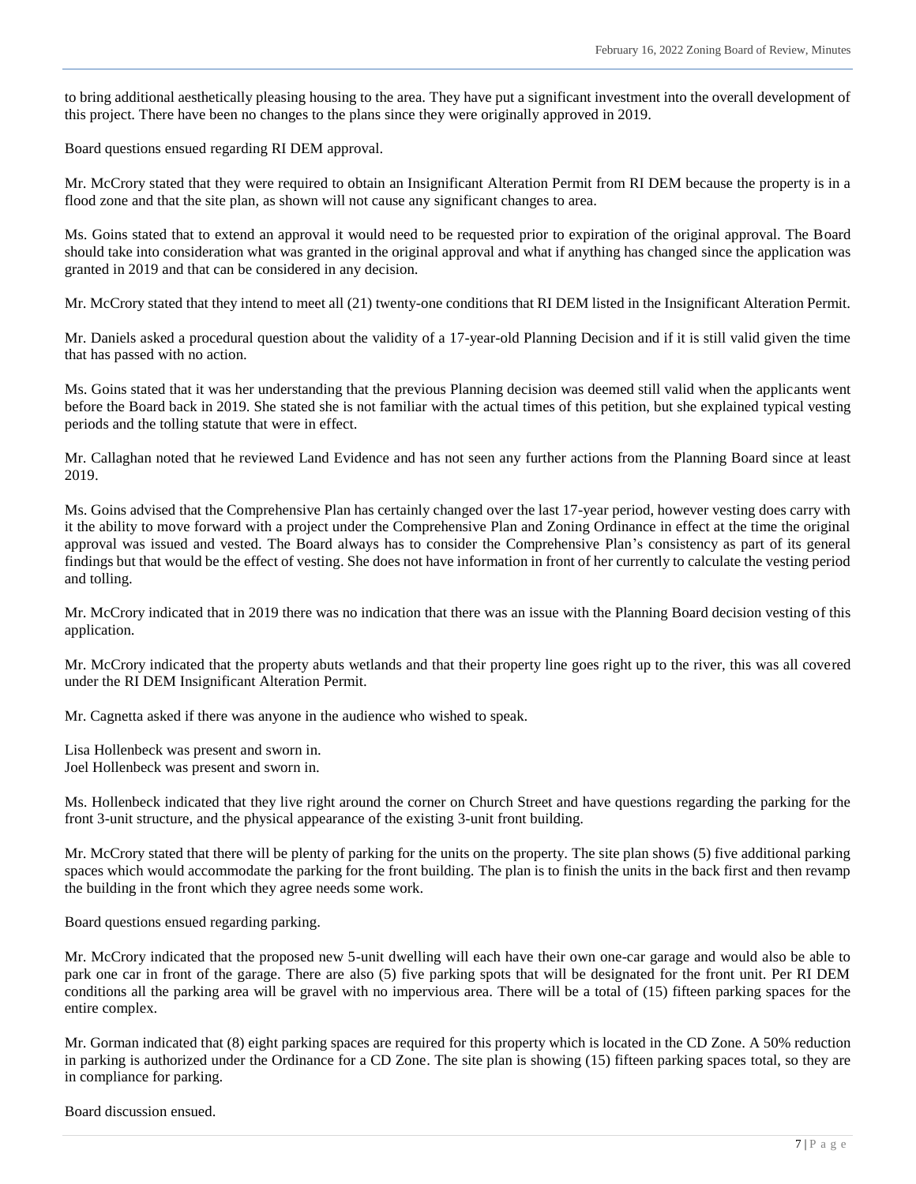to bring additional aesthetically pleasing housing to the area. They have put a significant investment into the overall development of this project. There have been no changes to the plans since they were originally approved in 2019.

Board questions ensued regarding RI DEM approval.

Mr. McCrory stated that they were required to obtain an Insignificant Alteration Permit from RI DEM because the property is in a flood zone and that the site plan, as shown will not cause any significant changes to area.

Ms. Goins stated that to extend an approval it would need to be requested prior to expiration of the original approval. The Board should take into consideration what was granted in the original approval and what if anything has changed since the application was granted in 2019 and that can be considered in any decision.

Mr. McCrory stated that they intend to meet all (21) twenty-one conditions that RI DEM listed in the Insignificant Alteration Permit.

Mr. Daniels asked a procedural question about the validity of a 17-year-old Planning Decision and if it is still valid given the time that has passed with no action.

Ms. Goins stated that it was her understanding that the previous Planning decision was deemed still valid when the applicants went before the Board back in 2019. She stated she is not familiar with the actual times of this petition, but she explained typical vesting periods and the tolling statute that were in effect.

Mr. Callaghan noted that he reviewed Land Evidence and has not seen any further actions from the Planning Board since at least 2019.

Ms. Goins advised that the Comprehensive Plan has certainly changed over the last 17-year period, however vesting does carry with it the ability to move forward with a project under the Comprehensive Plan and Zoning Ordinance in effect at the time the original approval was issued and vested. The Board always has to consider the Comprehensive Plan's consistency as part of its general findings but that would be the effect of vesting. She does not have information in front of her currently to calculate the vesting period and tolling.

Mr. McCrory indicated that in 2019 there was no indication that there was an issue with the Planning Board decision vesting of this application.

Mr. McCrory indicated that the property abuts wetlands and that their property line goes right up to the river, this was all covered under the RI DEM Insignificant Alteration Permit.

Mr. Cagnetta asked if there was anyone in the audience who wished to speak.

Lisa Hollenbeck was present and sworn in.
Joel Hollenbeck was present and sworn in.

Ms. Hollenbeck indicated that they live right around the corner on Church Street and have questions regarding the parking for the front 3-unit structure, and the physical appearance of the existing 3-unit front building.

Mr. McCrory stated that there will be plenty of parking for the units on the property. The site plan shows (5) five additional parking spaces which would accommodate the parking for the front building. The plan is to finish the units in the back first and then revamp the building in the front which they agree needs some work.

Board questions ensued regarding parking.

Mr. McCrory indicated that the proposed new 5-unit dwelling will each have their own one-car garage and would also be able to park one car in front of the garage. There are also (5) five parking spots that will be designated for the front unit. Per RI DEM conditions all the parking area will be gravel with no impervious area. There will be a total of (15) fifteen parking spaces for the entire complex.

Mr. Gorman indicated that (8) eight parking spaces are required for this property which is located in the CD Zone. A 50% reduction in parking is authorized under the Ordinance for a CD Zone. The site plan is showing (15) fifteen parking spaces total, so they are in compliance for parking.

Board discussion ensued.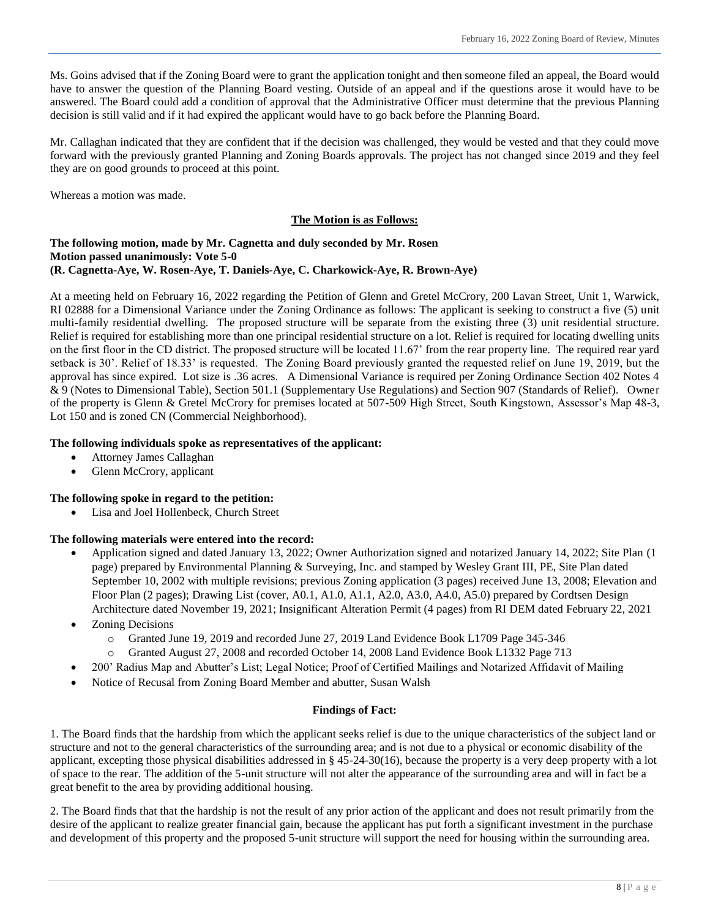Ms. Goins advised that if the Zoning Board were to grant the application tonight and then someone filed an appeal, the Board would have to answer the question of the Planning Board vesting. Outside of an appeal and if the questions arose it would have to be answered. The Board could add a condition of approval that the Administrative Officer must determine that the previous Planning decision is still valid and if it had expired the applicant would have to go back before the Planning Board.

Mr. Callaghan indicated that they are confident that if the decision was challenged, they would be vested and that they could move forward with the previously granted Planning and Zoning Boards approvals. The project has not changed since 2019 and they feel they are on good grounds to proceed at this point.

Whereas a motion was made.

**The Motion is as Follows:**

**The following motion, made by Mr. Cagnetta and duly seconded by Mr. Rosen**
**Motion passed unanimously: Vote 5-0**
**(R. Cagnetta-Aye, W. Rosen-Aye, T. Daniels-Aye, C. Charkowick-Aye, R. Brown-Aye)**

At a meeting held on February 16, 2022 regarding the Petition of Glenn and Gretel McCrory, 200 Lavan Street, Unit 1, Warwick, RI 02888 for a Dimensional Variance under the Zoning Ordinance as follows: The applicant is seeking to construct a five (5) unit multi-family residential dwelling. The proposed structure will be separate from the existing three (3) unit residential structure. Relief is required for establishing more than one principal residential structure on a lot. Relief is required for locating dwelling units on the first floor in the CD district. The proposed structure will be located 11.67' from the rear property line. The required rear yard setback is 30'. Relief of 18.33' is requested. The Zoning Board previously granted the requested relief on June 19, 2019, but the approval has since expired. Lot size is .36 acres. A Dimensional Variance is required per Zoning Ordinance Section 402 Notes 4 & 9 (Notes to Dimensional Table), Section 501.1 (Supplementary Use Regulations) and Section 907 (Standards of Relief). Owner of the property is Glenn & Gretel McCrory for premises located at 507-509 High Street, South Kingstown, Assessor's Map 48-3, Lot 150 and is zoned CN (Commercial Neighborhood).

**The following individuals spoke as representatives of the applicant:**

- Attorney James Callaghan
- Glenn McCrory, applicant

**The following spoke in regard to the petition:**

- Lisa and Joel Hollenbeck, Church Street

**The following materials were entered into the record:**

- Application signed and dated January 13, 2022; Owner Authorization signed and notarized January 14, 2022; Site Plan (1 page) prepared by Environmental Planning & Surveying, Inc. and stamped by Wesley Grant III, PE, Site Plan dated September 10, 2002 with multiple revisions; previous Zoning application (3 pages) received June 13, 2008; Elevation and Floor Plan (2 pages); Drawing List (cover, A0.1, A1.0, A1.1, A2.0, A3.0, A4.0, A5.0) prepared by Cordtsen Design Architecture dated November 19, 2021; Insignificant Alteration Permit (4 pages) from RI DEM dated February 22, 2021
- Zoning Decisions
  - Granted June 19, 2019 and recorded June 27, 2019 Land Evidence Book L1709 Page 345-346
  - Granted August 27, 2008 and recorded October 14, 2008 Land Evidence Book L1332 Page 713
- 200' Radius Map and Abutter's List; Legal Notice; Proof of Certified Mailings and Notarized Affidavit of Mailing
- Notice of Recusal from Zoning Board Member and abutter, Susan Walsh

**Findings of Fact:**

1. The Board finds that the hardship from which the applicant seeks relief is due to the unique characteristics of the subject land or structure and not to the general characteristics of the surrounding area; and is not due to a physical or economic disability of the applicant, excepting those physical disabilities addressed in § 45-24-30(16), because the property is a very deep property with a lot of space to the rear. The addition of the 5-unit structure will not alter the appearance of the surrounding area and will in fact be a great benefit to the area by providing additional housing.

2. The Board finds that that the hardship is not the result of any prior action of the applicant and does not result primarily from the desire of the applicant to realize greater financial gain, because the applicant has put forth a significant investment in the purchase and development of this property and the proposed 5-unit structure will support the need for housing within the surrounding area.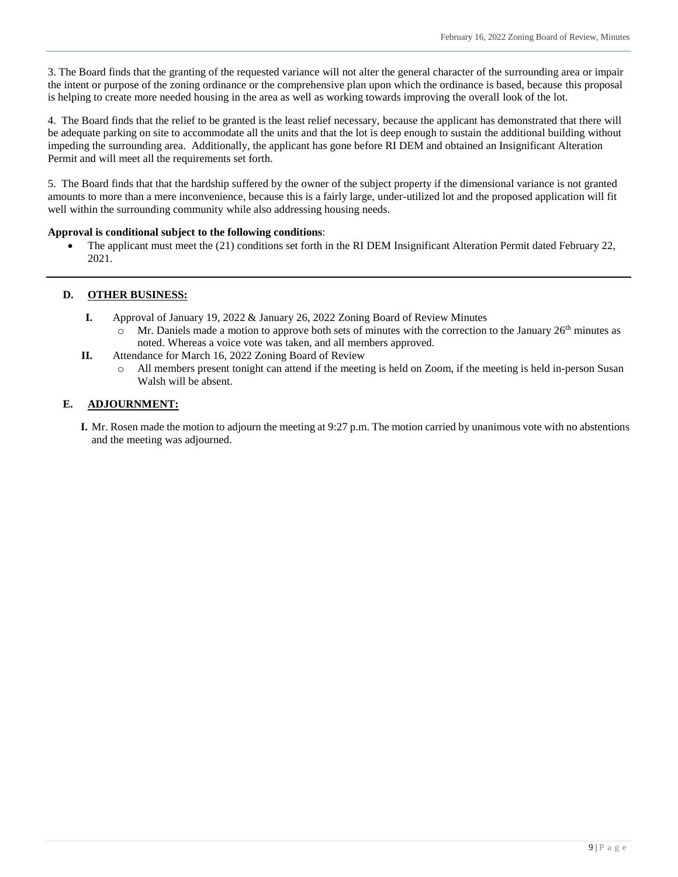3. The Board finds that the granting of the requested variance will not alter the general character of the surrounding area or impair the intent or purpose of the zoning ordinance or the comprehensive plan upon which the ordinance is based, because this proposal is helping to create more needed housing in the area as well as working towards improving the overall look of the lot.

4. The Board finds that the relief to be granted is the least relief necessary, because the applicant has demonstrated that there will be adequate parking on site to accommodate all the units and that the lot is deep enough to sustain the additional building without impeding the surrounding area. Additionally, the applicant has gone before RI DEM and obtained an Insignificant Alteration Permit and will meet all the requirements set forth.

5. The Board finds that that the hardship suffered by the owner of the subject property if the dimensional variance is not granted amounts to more than a mere inconvenience, because this is a fairly large, under-utilized lot and the proposed application will fit well within the surrounding community while also addressing housing needs.

**Approval is conditional subject to the following conditions**:

- The applicant must meet the (21) conditions set forth in the RI DEM Insignificant Alteration Permit dated February 22, 2021.

---

## D. OTHER BUSINESS:

**I.** Approval of January 19, 2022 & January 26, 2022 Zoning Board of Review Minutes
- Mr. Daniels made a motion to approve both sets of minutes with the correction to the January 26th minutes as noted. Whereas a voice vote was taken, and all members approved.

**II.** Attendance for March 16, 2022 Zoning Board of Review
- All members present tonight can attend if the meeting is held on Zoom, if the meeting is held in-person Susan Walsh will be absent.

## E. ADJOURNMENT:

**I.** Mr. Rosen made the motion to adjourn the meeting at 9:27 p.m. The motion carried by unanimous vote with no abstentions and the meeting was adjourned.